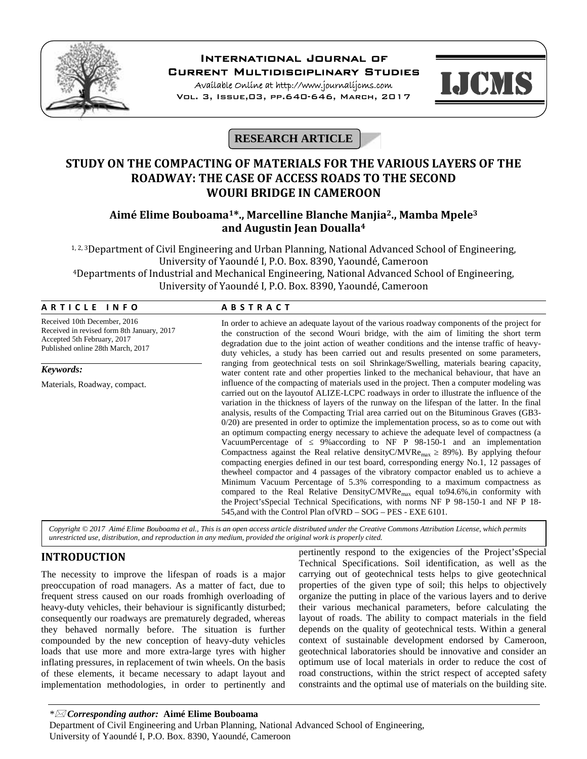RESEARCH ARTICLE

# STUDY ON THE COMPACTING OF MATERIALS FOR THE VARIOUS LAYERS OF THE ROADWAY: THE CASE OF ACCESS ROADS TO THE SECOND WOURI BRIDGE IN CAMEROON

**Aimé Elime Bouboama[1]*., Marcelline Blanche Manjia[2]., Mamba Mpele[3] and Augustin Jean Doualla[4]**

[1, 2, 3]Department of Civil Engineering and Urban Planning, National Advanced School of Engineering, University of Yaoundé I, P.O. Box. 8390, Yaoundé, Cameroon

[4]Departments of Industrial and Mechanical Engineering, National Advanced School of Engineering, University of Yaoundé I, P.O. Box. 8390, Yaoundé, Cameroon

**ARTICLE INFO**

Received 10th December, 2016
Received in revised form 8th January, 2017
Accepted 5th February, 2017
Published online 28th March, 2017

***Keywords:***

Materials, Roadway, compact.

**ABSTRACT**

In order to achieve an adequate layout of the various roadway components of the project for the construction of the second Wouri bridge, with the aim of limiting the short term degradation due to the joint action of weather conditions and the intense traffic of heavy-duty vehicles, a study has been carried out and results presented on some parameters, ranging from geotechnical tests on soil Shrinkage/Swelling, materials bearing capacity, water content rate and other properties linked to the mechanical behaviour, that have an influence of the compacting of materials used in the project. Then a computer modeling was carried out on the layoutof ALIZE-LCPC roadways in order to illustrate the influence of the variation in the thickness of layers of the runway on the lifespan of the latter. In the final analysis, results of the Compacting Trial area carried out on the Bituminous Graves (GB3-0/20) are presented in order to optimize the implementation process, so as to come out with an optimum compacting energy necessary to achieve the adequate level of compactness (a VacuumPercentage of ≤ 9%according to NF P 98-150-1 and an implementation Compactness against the Real relative densityC/MVRe$_{max}$ ≥ 89%). By applying thefour compacting energies defined in our test board, corresponding energy No.1, 12 passages of thewheel compactor and 4 passages of the vibratory compactor enabled us to achieve a Minimum Vacuum Percentage of 5.3% corresponding to a maximum compactness as compared to the Real Relative DensityC/MVRe$_{max}$ equal to94.6%,in conformity with the Project'sSpecial Technical Specifications, with norms NF P 98-150-1 and NF P 18-545,and with the Control Plan ofVRD – SOG – PES - EXE 6101.

*Copyright © 2017 Aimé Elime Bouboama et al., This is an open access article distributed under the Creative Commons Attribution License, which permits unrestricted use, distribution, and reproduction in any medium, provided the original work is properly cited.*

## INTRODUCTION

The necessity to improve the lifespan of roads is a major preoccupation of road managers. As a matter of fact, due to frequent stress caused on our roads fromhigh overloading of heavy-duty vehicles, their behaviour is significantly disturbed; consequently our roadways are prematurely degraded, whereas they behaved normally before. The situation is further compounded by the new conception of heavy-duty vehicles loads that use more and more extra-large tyres with higher inflating pressures, in replacement of twin wheels. On the basis of these elements, it became necessary to adapt layout and implementation methodologies, in order to pertinently and pertinently respond to the exigencies of the Project'sSpecial Technical Specifications. Soil identification, as well as the carrying out of geotechnical tests helps to give geotechnical properties of the given type of soil; this helps to objectively organize the putting in place of the various layers and to derive their various mechanical parameters, before calculating the layout of roads. The ability to compact materials in the field depends on the quality of geotechnical tests. Within a general context of sustainable development endorsed by Cameroon, geotechnical laboratories should be innovative and consider an optimum use of local materials in order to reduce the cost of road constructions, within the strict respect of accepted safety constraints and the optimal use of materials on the building site.

*\* Corresponding author:* **Aimé Elime Bouboama**
Department of Civil Engineering and Urban Planning, National Advanced School of Engineering, University of Yaoundé I, P.O. Box. 8390, Yaoundé, Cameroon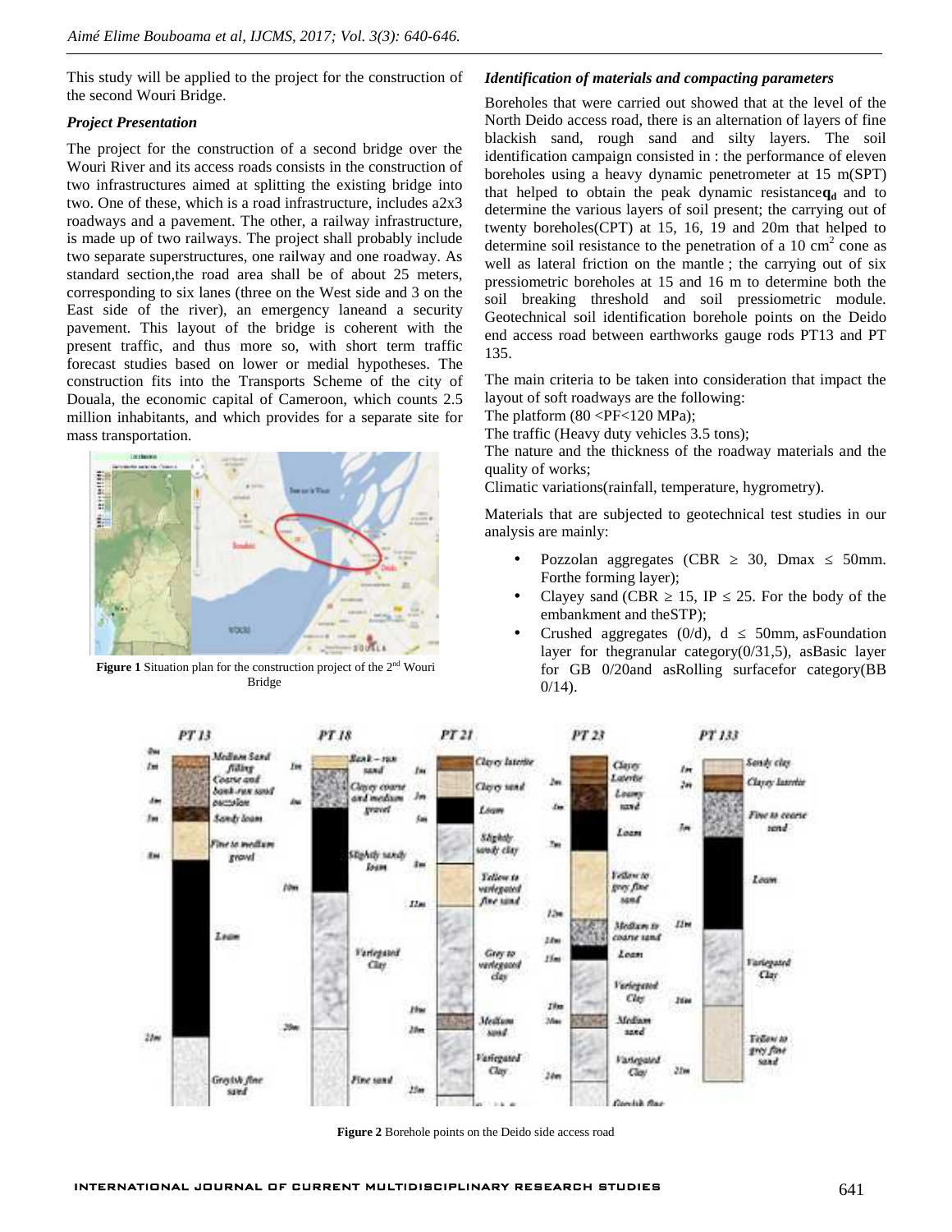This study will be applied to the project for the construction of the second Wouri Bridge.

### *Project Presentation*

The project for the construction of a second bridge over the Wouri River and its access roads consists in the construction of two infrastructures aimed at splitting the existing bridge into two. One of these, which is a road infrastructure, includes a2x3 roadways and a pavement. The other, a railway infrastructure, is made up of two railways. The project shall probably include two separate superstructures, one railway and one roadway. As standard section,the road area shall be of about 25 meters, corresponding to six lanes (three on the West side and 3 on the East side of the river), an emergency laneand a security pavement. This layout of the bridge is coherent with the present traffic, and thus more so, with short term traffic forecast studies based on lower or medial hypotheses. The construction fits into the Transports Scheme of the city of Douala, the economic capital of Cameroon, which counts 2.5 million inhabitants, and which provides for a separate site for mass transportation.

**Figure 1** Situation plan for the construction project of the 2nd Wouri Bridge

### *Identification of materials and compacting parameters*

Boreholes that were carried out showed that at the level of the North Deido access road, there is an alternation of layers of fine blackish sand, rough sand and silty layers. The soil identification campaign consisted in : the performance of eleven boreholes using a heavy dynamic penetrometer at 15 m(SPT) that helped to obtain the peak dynamic resistance$\mathbf{q_d}$ and to determine the various layers of soil present; the carrying out of twenty boreholes(CPT) at 15, 16, 19 and 20m that helped to determine soil resistance to the penetration of a 10 $cm^2$ cone as well as lateral friction on the mantle ; the carrying out of six pressiometric boreholes at 15 and 16 m to determine both the soil breaking threshold and soil pressiometric module. Geotechnical soil identification borehole points on the Deido end access road between earthworks gauge rods PT13 and PT 135.

The main criteria to be taken into consideration that impact the layout of soft roadways are the following:
The platform (80 <PF<120 MPa);
The traffic (Heavy duty vehicles 3.5 tons);
The nature and the thickness of the roadway materials and the quality of works;
Climatic variations(rainfall, temperature, hygrometry).

Materials that are subjected to geotechnical test studies in our analysis are mainly:

- Pozzolan aggregates (CBR ≥ 30, Dmax ≤ 50mm. Forthe forming layer);
- Clayey sand (CBR ≥ 15, IP ≤ 25. For the body of the embankment and theSTP);
- Crushed aggregates (0/d), d ≤ 50mm, asFoundation layer for thegranular category(0/31,5), asBasic layer for GB 0/20and asRolling surfacefor category(BB 0/14).

**Figure 2** Borehole points on the Deido side access road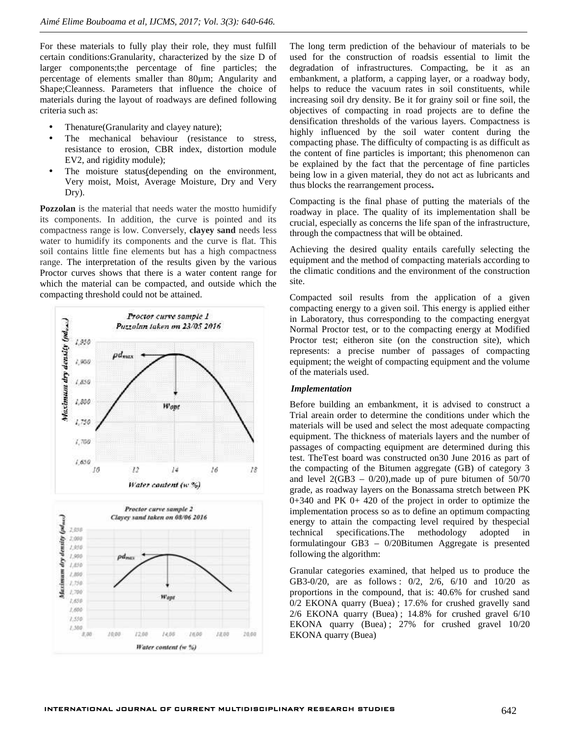For these materials to fully play their role, they must fulfill certain conditions:Granularity, characterized by the size D of larger components;the percentage of fine particles; the percentage of elements smaller than 80µm; Angularity and Shape;Cleanness. Parameters that influence the choice of materials during the layout of roadways are defined following criteria such as:

- Thenature(Granularity and clayey nature);
- The mechanical behaviour (resistance to stress, resistance to erosion, CBR index, distortion module EV2, and rigidity module);
- The moisture status(depending on the environment, Very moist, Moist, Average Moisture, Dry and Very Dry).

**Pozzolan** is the material that needs water the mostto humidify its components. In addition, the curve is pointed and its compactness range is low. Conversely, **clayey sand** needs less water to humidify its components and the curve is flat. This soil contains little fine elements but has a high compactness range. The interpretation of the results given by the various Proctor curves shows that there is a water content range for which the material can be compacted, and outside which the compacting threshold could not be attained.

The long term prediction of the behaviour of materials to be used for the construction of roadsis essential to limit the degradation of infrastructures. Compacting, be it as an embankment, a platform, a capping layer, or a roadway body, helps to reduce the vacuum rates in soil constituents, while increasing soil dry density. Be it for grainy soil or fine soil, the objectives of compacting in road projects are to define the densification thresholds of the various layers. Compactness is highly influenced by the soil water content during the compacting phase. The difficulty of compacting is as difficult as the content of fine particles is important; this phenomenon can be explained by the fact that the percentage of fine particles being low in a given material, they do not act as lubricants and thus blocks the rearrangement process**.**

Compacting is the final phase of putting the materials of the roadway in place. The quality of its implementation shall be crucial, especially as concerns the life span of the infrastructure, through the compactness that will be obtained.

Achieving the desired quality entails carefully selecting the equipment and the method of compacting materials according to the climatic conditions and the environment of the construction site.

Compacted soil results from the application of a given compacting energy to a given soil. This energy is applied either in Laboratory, thus corresponding to the compacting energyat Normal Proctor test, or to the compacting energy at Modified Proctor test; eitheron site (on the construction site), which represents: a precise number of passages of compacting equipment; the weight of compacting equipment and the volume of the materials used.

### *Implementation*

Before building an embankment, it is advised to construct a Trial areain order to determine the conditions under which the materials will be used and select the most adequate compacting equipment. The thickness of materials layers and the number of passages of compacting equipment are determined during this test. TheTest board was constructed on30 June 2016 as part of the compacting of the Bitumen aggregate (GB) of category 3 and level 2(GB3 – 0/20),made up of pure bitumen of 50/70 grade, as roadway layers on the Bonassama stretch between PK 0+340 and PK 0+ 420 of the project in order to optimize the implementation process so as to define an optimum compacting energy to attain the compacting level required by thespecial technical specifications.The methodology adopted in formulatingour GB3 – 0/20Bitumen Aggregate is presented following the algorithm:

Granular categories examined, that helped us to produce the GB3-0/20, are as follows : 0/2, 2/6, 6/10 and 10/20 as proportions in the compound, that is: 40.6% for crushed sand 0/2 EKONA quarry (Buea) ; 17.6% for crushed gravelly sand 2/6 EKONA quarry (Buea) ; 14.8% for crushed gravel 6/10 EKONA quarry (Buea) ; 27% for crushed gravel 10/20 EKONA quarry (Buea)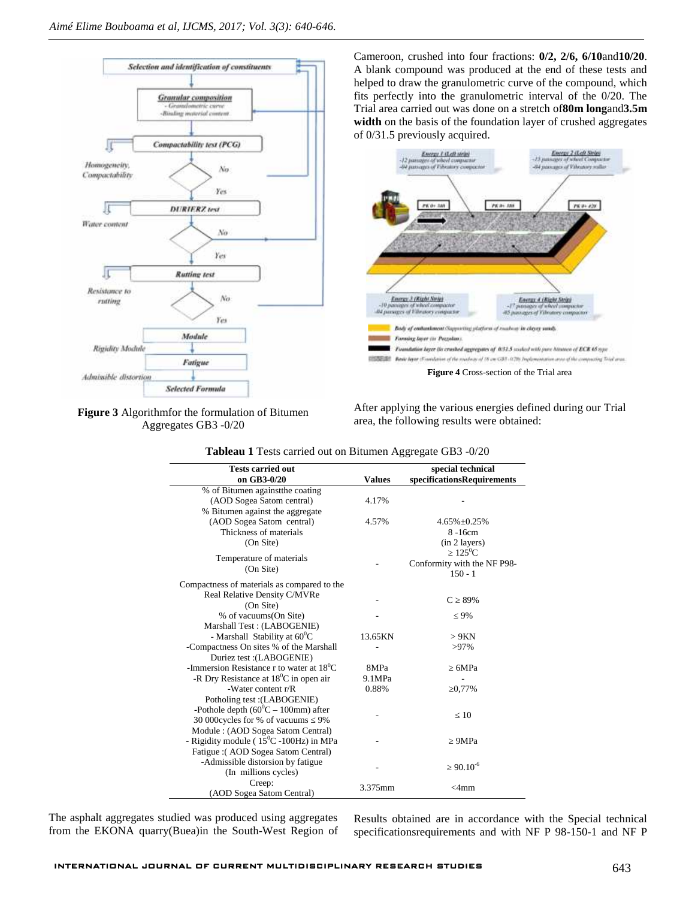Figure 3 Algorithmfor the formulation of Bitumen Aggregates GB3 -0/20

Cameroon, crushed into four fractions: **0/2, 2/6, 6/10**and**10/20**. A blank compound was produced at the end of these tests and helped to draw the granulometric curve of the compound, which fits perfectly into the granulometric interval of the 0/20. The Trial area carried out was done on a stretch of**80m long**and**3.5m width** on the basis of the foundation layer of crushed aggregates of 0/31.5 previously acquired.

**Figure 4** Cross-section of the Trial area

After applying the various energies defined during our Trial area, the following results were obtained:

**Tableau 1** Tests carried out on Bitumen Aggregate GB3 -0/20

| Tests carried out on GB3-0/20 | Values | special technical specificationsRequirements |
|---|---|---|
| % of Bitumen againstthe coating (AOD Sogea Satom central) | 4.17% | - |
| % Bitumen against the aggregate (AOD Sogea Satom central) | 4.57% | 4.65%±0.25% |
| Thickness of materials (On Site) | | 8 -16cm (in 2 layers) |
| Temperature of materials (On Site) | - | ≥ 125$^{0}$C Conformity with the NF P98-150 - 1 |
| Compactness of materials as compared to the Real Relative Density C/MVRe (On Site) | - | C ≥ 89% |
| % of vacuums(On Site) | - | ≤ 9% |
| Marshall Test : (LABOGENIE) | | |
| - Marshall Stability at 60$^{0}$C | 13.65KN | > 9KN |
| -Compactness On sites % of the Marshall | - | >97% |
| Duriez test :(LABOGENIE) | | |
| -Immersion Resistance r to water at 18$^{0}$C | 8MPa | ≥ 6MPa |
| -R Dry Resistance at 18$^{0}$C in open air | 9.1MPa | - |
| -Water content r/R | 0.88% | ≥0,77% |
| Potholing test :(LABOGENIE) -Pothole depth (60$^{0}$C – 100mm) after 30 000cycles for % of vacuums ≤ 9% | - | ≤ 10 |
| Module : (AOD Sogea Satom Central) - Rigidity module ( 15$^{0}$C -100Hz) in MPa | - | ≥ 9MPa |
| Fatigue :( AOD Sogea Satom Central) -Admissible distorsion by fatigue (In millions cycles) | - | ≥ 90.10$^{-6}$ |
| Creep: (AOD Sogea Satom Central) | 3.375mm | <4mm |

The asphalt aggregates studied was produced using aggregates from the EKONA quarry(Buea)in the South-West Region of

Results obtained are in accordance with the Special technical specificationsrequirements and with NF P 98-150-1 and NF P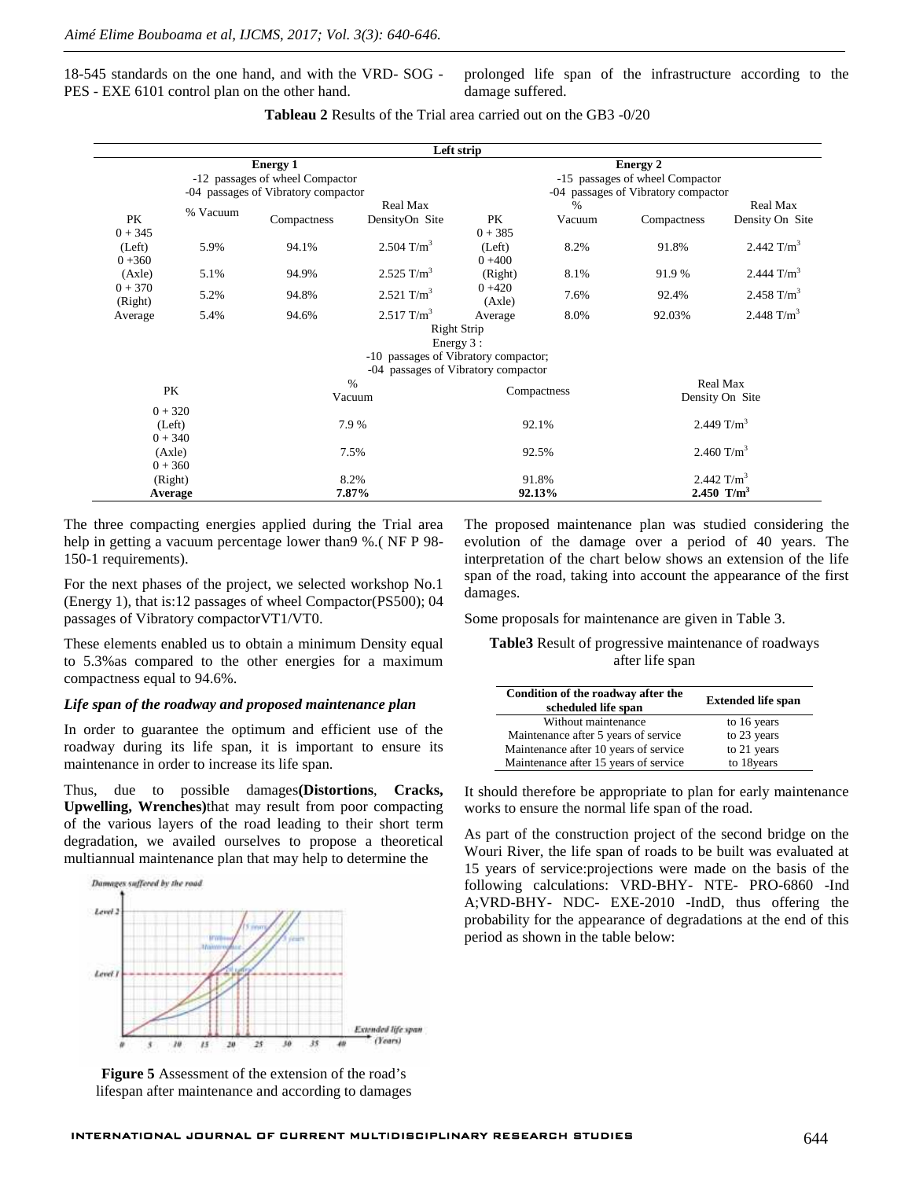18-545 standards on the one hand, and with the VRD- SOG - PES - EXE 6101 control plan on the other hand.

prolonged life span of the infrastructure according to the damage suffered.

**Tableau 2** Results of the Trial area carried out on the GB3 -0/20

| Left strip | | | | | | | |
|---|---|---|---|---|---|---|---|
| Energy 1<br>-12 passages of wheel Compactor<br>-04 passages of Vibratory compactor | | | | Energy 2<br>-15 passages of wheel Compactor<br>-04 passages of Vibratory compactor | | | |
| PK | % Vacuum | Compactness | Real Max DensityOn Site | PK | % Vacuum | Compactness | Real Max Density On Site |
| 0 + 345 (Left) | 5.9% | 94.1% | 2.504 T/m$^3$ | 0 + 385 (Left) | 8.2% | 91.8% | 2.442 T/m$^3$ |
| 0 +360 (Axle) | 5.1% | 94.9% | 2.525 T/m$^3$ | 0 +400 (Right) | 8.1% | 91.9 % | 2.444 T/m$^3$ |
| 0 + 370 (Right) | 5.2% | 94.8% | 2.521 T/m$^3$ | 0 +420 (Axle) | 7.6% | 92.4% | 2.458 T/m$^3$ |
| Average | 5.4% | 94.6% | 2.517 T/m$^3$ | Average | 8.0% | 92.03% | 2.448 T/m$^3$ |

| Right Strip<br>Energy 3 :<br>-10 passages of Vibratory compactor;<br>-04 passages of Vibratory compactor | | | |
|---|---|---|---|
| PK | % Vacuum | Compactness | Real Max Density On Site |
| 0 + 320 (Left) | 7.9 % | 92.1% | 2.449 T/m$^3$ |
| 0 + 340 (Axle) | 7.5% | 92.5% | 2.460 T/m$^3$ |
| 0 + 360 (Right) | 8.2% | 91.8% | 2.442 T/m$^3$ |
| **Average** | **7.87%** | **92.13%** | **2.450 T/m$^3$** |

The three compacting energies applied during the Trial area help in getting a vacuum percentage lower than9 %.( NF P 98-150-1 requirements).

For the next phases of the project, we selected workshop No.1 (Energy 1), that is:12 passages of wheel Compactor(PS500); 04 passages of Vibratory compactorVT1/VT0.

These elements enabled us to obtain a minimum Density equal to 5.3%as compared to the other energies for a maximum compactness equal to 94.6%.

### *Life span of the roadway and proposed maintenance plan*

In order to guarantee the optimum and efficient use of the roadway during its life span, it is important to ensure its maintenance in order to increase its life span.

Thus, due to possible damages**(Distortions**, **Cracks, Upwelling, Wrenches)**that may result from poor compacting of the various layers of the road leading to their short term degradation, we availed ourselves to propose a theoretical multiannual maintenance plan that may help to determine the prolonged life span of the infrastructure according to the damage suffered.

**Figure 5** Assessment of the extension of the road's lifespan after maintenance and according to damages

The proposed maintenance plan was studied considering the evolution of the damage over a period of 40 years. The interpretation of the chart below shows an extension of the life span of the road, taking into account the appearance of the first damages.

Some proposals for maintenance are given in Table 3.

**Table3** Result of progressive maintenance of roadways after life span

| Condition of the roadway after the scheduled life span | Extended life span |
|---|---|
| Without maintenance | to 16 years |
| Maintenance after 5 years of service | to 23 years |
| Maintenance after 10 years of service | to 21 years |
| Maintenance after 15 years of service | to 18years |

It should therefore be appropriate to plan for early maintenance works to ensure the normal life span of the road.

As part of the construction project of the second bridge on the Wouri River, the life span of roads to be built was evaluated at 15 years of service:projections were made on the basis of the following calculations: VRD-BHY- NTE- PRO-6860 -Ind A;VRD-BHY- NDC- EXE-2010 -IndD, thus offering the probability for the appearance of degradations at the end of this period as shown in the table below: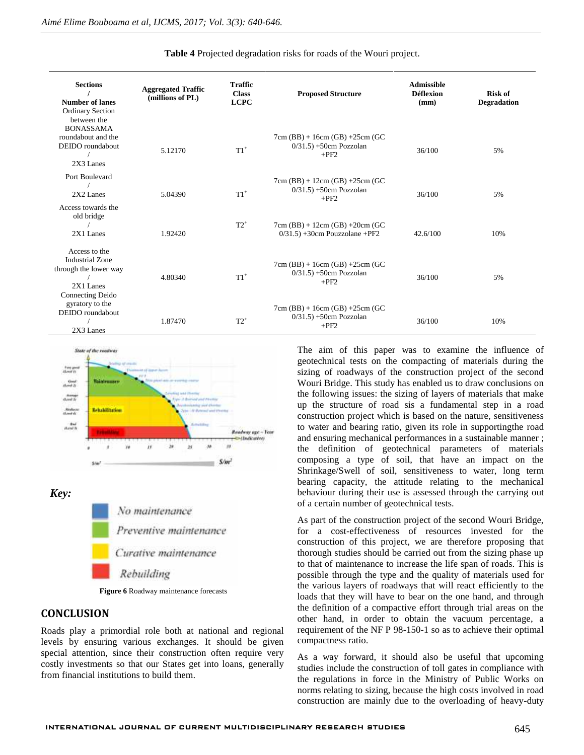**Table 4** Projected degradation risks for roads of the Wouri project.

| Sections / Number of lanes | Aggregated Traffic (millions of PL) | Traffic Class LCPC | Proposed Structure | Admissible Déflexion (mm) | Risk of Degradation |
|---|---|---|---|---|---|
| Ordinary Section between the BONASSAMA roundabout and the DEIDO roundabout / 2X3 Lanes | 5.12170 | T1[+] | 7cm (BB) + 16cm (GB) +25cm (GC 0/31.5) +50cm Pozzolan +PF2 | 36/100 | 5% |
| Port Boulevard / 2X2 Lanes | 5.04390 | T1[+] | 7cm (BB) + 12cm (GB) +25cm (GC 0/31.5) +50cm Pozzolan +PF2 | 36/100 | 5% |
| Access towards the old bridge / 2X1 Lanes | 1.92420 | T2[+] | 7cm (BB) + 12cm (GB) +20cm (GC 0/31.5) +30cm Pouzzolane +PF2 | 42.6/100 | 10% |
| Access to the Industrial Zone through the lower way / 2X1 Lanes | 4.80340 | T1[+] | 7cm (BB) + 16cm (GB) +25cm (GC 0/31.5) +50cm Pozzolan +PF2 | 36/100 | 5% |
| Connecting Deido gyratory to the DEIDO roundabout / 2X3 Lanes | 1.87470 | T2[+] | 7cm (BB) + 16cm (GB) +25cm (GC 0/31.5) +50cm Pozzolan +PF2 | 36/100 | 10% |

*Key:*

No maintenance

Preventive maintenance

Curative maintenance

Rebuilding

**Figure 6** Roadway maintenance forecasts

## CONCLUSION

Roads play a primordial role both at national and regional levels by ensuring various exchanges. It should be given special attention, since their construction often require very costly investments so that our States get into loans, generally from financial institutions to build them.

The aim of this paper was to examine the influence of geotechnical tests on the compacting of materials during the sizing of roadways of the construction project of the second Wouri Bridge. This study has enabled us to draw conclusions on the following issues: the sizing of layers of materials that make up the structure of road sis a fundamental step in a road construction project which is based on the nature, sensitiveness to water and bearing ratio, given its role in supportingthe road and ensuring mechanical performances in a sustainable manner ; the definition of geotechnical parameters of materials composing a type of soil, that have an impact on the Shrinkage/Swell of soil, sensitiveness to water, long term bearing capacity, the attitude relating to the mechanical behaviour during their use is assessed through the carrying out of a certain number of geotechnical tests.

As part of the construction project of the second Wouri Bridge, for a cost-effectiveness of resources invested for the construction of this project, we are therefore proposing that thorough studies should be carried out from the sizing phase up to that of maintenance to increase the life span of roads. This is possible through the type and the quality of materials used for the various layers of roadways that will react efficiently to the loads that they will have to bear on the one hand, and through the definition of a compactive effort through trial areas on the other hand, in order to obtain the vacuum percentage, a requirement of the NF P 98-150-1 so as to achieve their optimal compactness ratio.

As a way forward, it should also be useful that upcoming studies include the construction of toll gates in compliance with the regulations in force in the Ministry of Public Works on norms relating to sizing, because the high costs involved in road construction are mainly due to the overloading of heavy-duty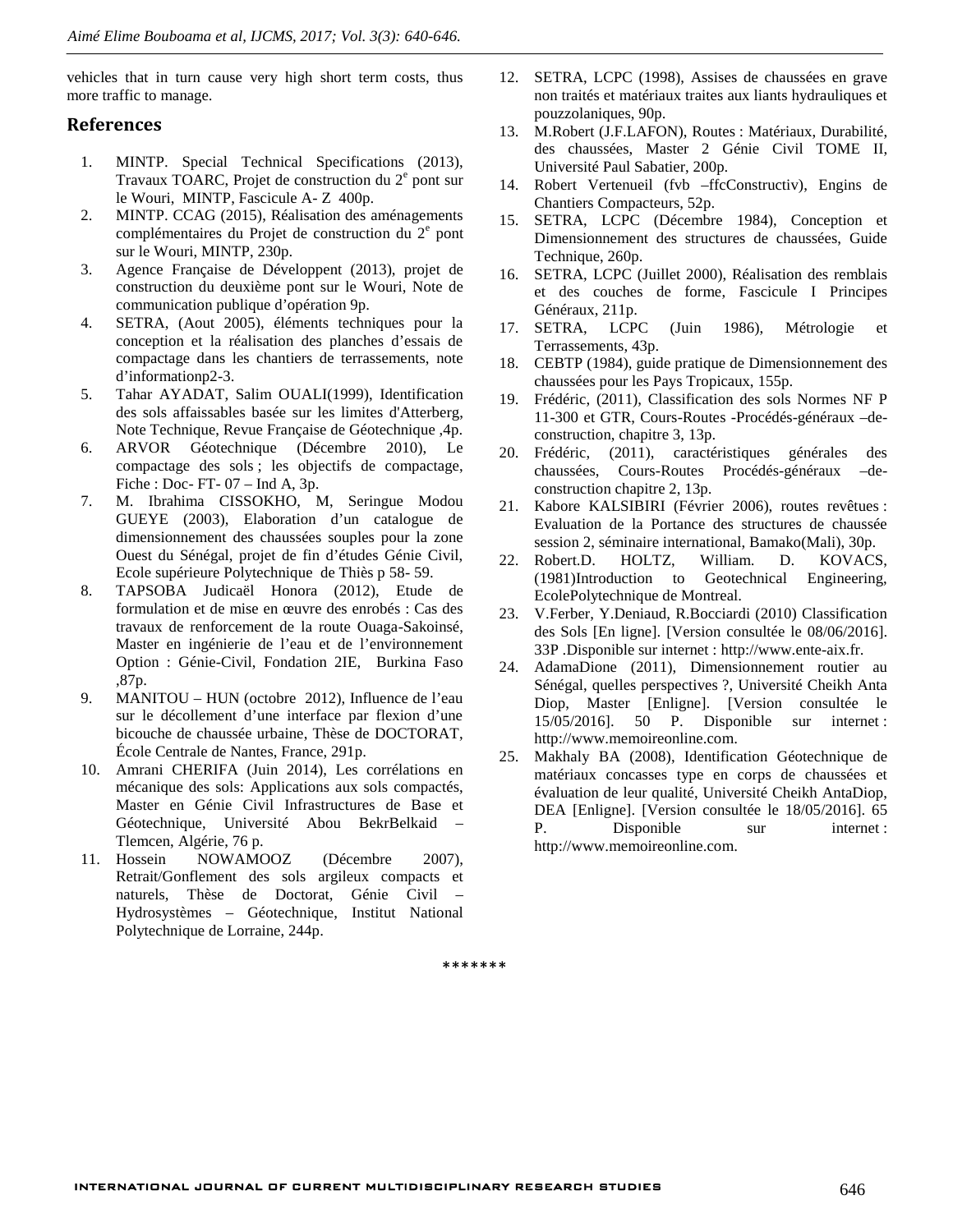vehicles that in turn cause very high short term costs, thus more traffic to manage.

## References

1. MINTP. Special Technical Specifications (2013), Travaux TOARC, Projet de construction du 2e pont sur le Wouri, MINTP, Fascicule A- Z 400p.
2. MINTP. CCAG (2015), Réalisation des aménagements complémentaires du Projet de construction du 2e pont sur le Wouri, MINTP, 230p.
3. Agence Française de Développent (2013), projet de construction du deuxième pont sur le Wouri, Note de communication publique d'opération 9p.
4. SETRA, (Aout 2005), éléments techniques pour la conception et la réalisation des planches d'essais de compactage dans les chantiers de terrassements, note d'informationp2-3.
5. Tahar AYADAT, Salim OUALI(1999), Identification des sols affaissables basée sur les limites d'Atterberg, Note Technique, Revue Française de Géotechnique ,4p.
6. ARVOR Géotechnique (Décembre 2010), Le compactage des sols ; les objectifs de compactage, Fiche : Doc- FT- 07 – Ind A, 3p.
7. M. Ibrahima CISSOKHO, M, Seringue Modou GUEYE (2003), Elaboration d'un catalogue de dimensionnement des chaussées souples pour la zone Ouest du Sénégal, projet de fin d'études Génie Civil, Ecole supérieure Polytechnique de Thiès p 58- 59.
8. TAPSOBA Judicaël Honora (2012), Etude de formulation et de mise en œuvre des enrobés : Cas des travaux de renforcement de la route Ouaga-Sakoinsé, Master en ingénierie de l'eau et de l'environnement Option : Génie-Civil, Fondation 2IE, Burkina Faso ,87p.
9. MANITOU – HUN (octobre 2012), Influence de l'eau sur le décollement d'une interface par flexion d'une bicouche de chaussée urbaine, Thèse de DOCTORAT, École Centrale de Nantes, France, 291p.
10. Amrani CHERIFA (Juin 2014), Les corrélations en mécanique des sols: Applications aux sols compactés, Master en Génie Civil Infrastructures de Base et Géotechnique, Université Abou BekrBelkaid – Tlemcen, Algérie, 76 p.
11. Hossein NOWAMOOZ (Décembre 2007), Retrait/Gonflement des sols argileux compacts et naturels, Thèse de Doctorat, Génie Civil – Hydrosystèmes – Géotechnique, Institut National Polytechnique de Lorraine, 244p.
12. SETRA, LCPC (1998), Assises de chaussées en grave non traités et matériaux traites aux liants hydrauliques et pouzzolaniques, 90p.
13. M.Robert (J.F.LAFON), Routes : Matériaux, Durabilité, des chaussées, Master 2 Génie Civil TOME II, Université Paul Sabatier, 200p.
14. Robert Vertenueil (fvb –ffcConstructiv), Engins de Chantiers Compacteurs, 52p.
15. SETRA, LCPC (Décembre 1984), Conception et Dimensionnement des structures de chaussées, Guide Technique, 260p.
16. SETRA, LCPC (Juillet 2000), Réalisation des remblais et des couches de forme, Fascicule I Principes Généraux, 211p.
17. SETRA, LCPC (Juin 1986), Métrologie et Terrassements, 43p.
18. CEBTP (1984), guide pratique de Dimensionnement des chaussées pour les Pays Tropicaux, 155p.
19. Frédéric, (2011), Classification des sols Normes NF P 11-300 et GTR, Cours-Routes -Procédés-généraux –de-construction, chapitre 3, 13p.
20. Frédéric, (2011), caractéristiques générales des chaussées, Cours-Routes Procédés-généraux –de-construction chapitre 2, 13p.
21. Kabore KALSIBIRI (Février 2006), routes revêtues : Evaluation de la Portance des structures de chaussée session 2, séminaire international, Bamako(Mali), 30p.
22. Robert.D. HOLTZ, William. D. KOVACS, (1981)Introduction to Geotechnical Engineering, EcolePolytechnique de Montreal.
23. V.Ferber, Y.Deniaud, R.Bocciardi (2010) Classification des Sols [En ligne]. [Version consultée le 08/06/2016]. 33P .Disponible sur internet : http://www.ente-aix.fr.
24. AdamaDione (2011), Dimensionnement routier au Sénégal, quelles perspectives ?, Université Cheikh Anta Diop, Master [Enligne]. [Version consultée le 15/05/2016]. 50 P. Disponible sur internet : http://www.memoireonline.com.
25. Makhaly BA (2008), Identification Géotechnique de matériaux concasses type en corps de chaussées et évaluation de leur qualité, Université Cheikh AntaDiop, DEA [Enligne]. [Version consultée le 18/05/2016]. 65 P. Disponible sur internet : http://www.memoireonline.com.

*******